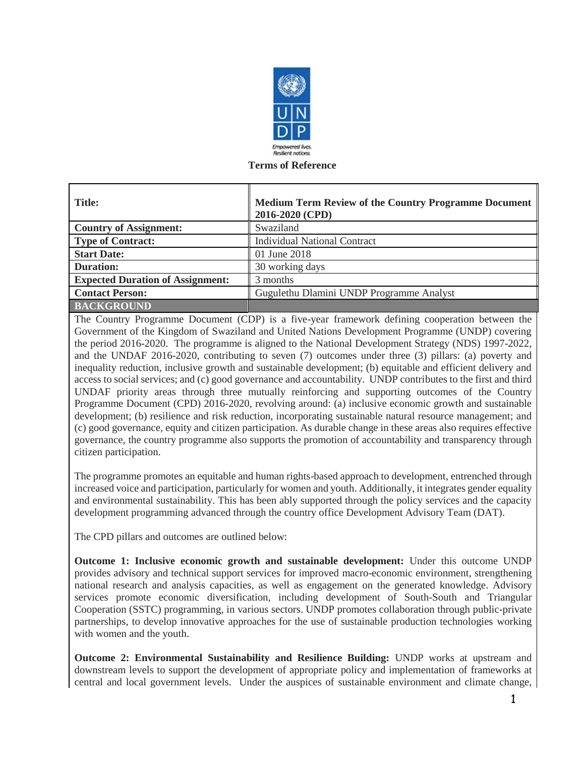**Terms of Reference**

| Title: | Medium Term Review of the Country Programme Document 2016-2020 (CPD) |
|---|---|
| Country of Assignment: | Swaziland |
| Type of Contract: | Individual National Contract |
| Start Date: | 01 June 2018 |
| Duration: | 30 working days |
| Expected Duration of Assignment: | 3 months |
| Contact Person: | Gugulethu Dlamini UNDP Programme Analyst |

## BACKGROUND

The Country Programme Document (CDP) is a five-year framework defining cooperation between the Government of the Kingdom of Swaziland and United Nations Development Programme (UNDP) covering the period 2016-2020. The programme is aligned to the National Development Strategy (NDS) 1997-2022, and the UNDAF 2016-2020, contributing to seven (7) outcomes under three (3) pillars: (a) poverty and inequality reduction, inclusive growth and sustainable development; (b) equitable and efficient delivery and access to social services; and (c) good governance and accountability. UNDP contributes to the first and third UNDAF priority areas through three mutually reinforcing and supporting outcomes of the Country Programme Document (CPD) 2016-2020, revolving around: (a) inclusive economic growth and sustainable development; (b) resilience and risk reduction, incorporating sustainable natural resource management; and (c) good governance, equity and citizen participation. As durable change in these areas also requires effective governance, the country programme also supports the promotion of accountability and transparency through citizen participation.

The programme promotes an equitable and human rights-based approach to development, entrenched through increased voice and participation, particularly for women and youth. Additionally, it integrates gender equality and environmental sustainability. This has been ably supported through the policy services and the capacity development programming advanced through the country office Development Advisory Team (DAT).

The CPD pillars and outcomes are outlined below:

**Outcome 1: Inclusive economic growth and sustainable development:** Under this outcome UNDP provides advisory and technical support services for improved macro-economic environment, strengthening national research and analysis capacities, as well as engagement on the generated knowledge. Advisory services promote economic diversification, including development of South-South and Triangular Cooperation (SSTC) programming, in various sectors. UNDP promotes collaboration through public-private partnerships, to develop innovative approaches for the use of sustainable production technologies working with women and the youth.

**Outcome 2: Environmental Sustainability and Resilience Building:** UNDP works at upstream and downstream levels to support the development of appropriate policy and implementation of frameworks at central and local government levels. Under the auspices of sustainable environment and climate change,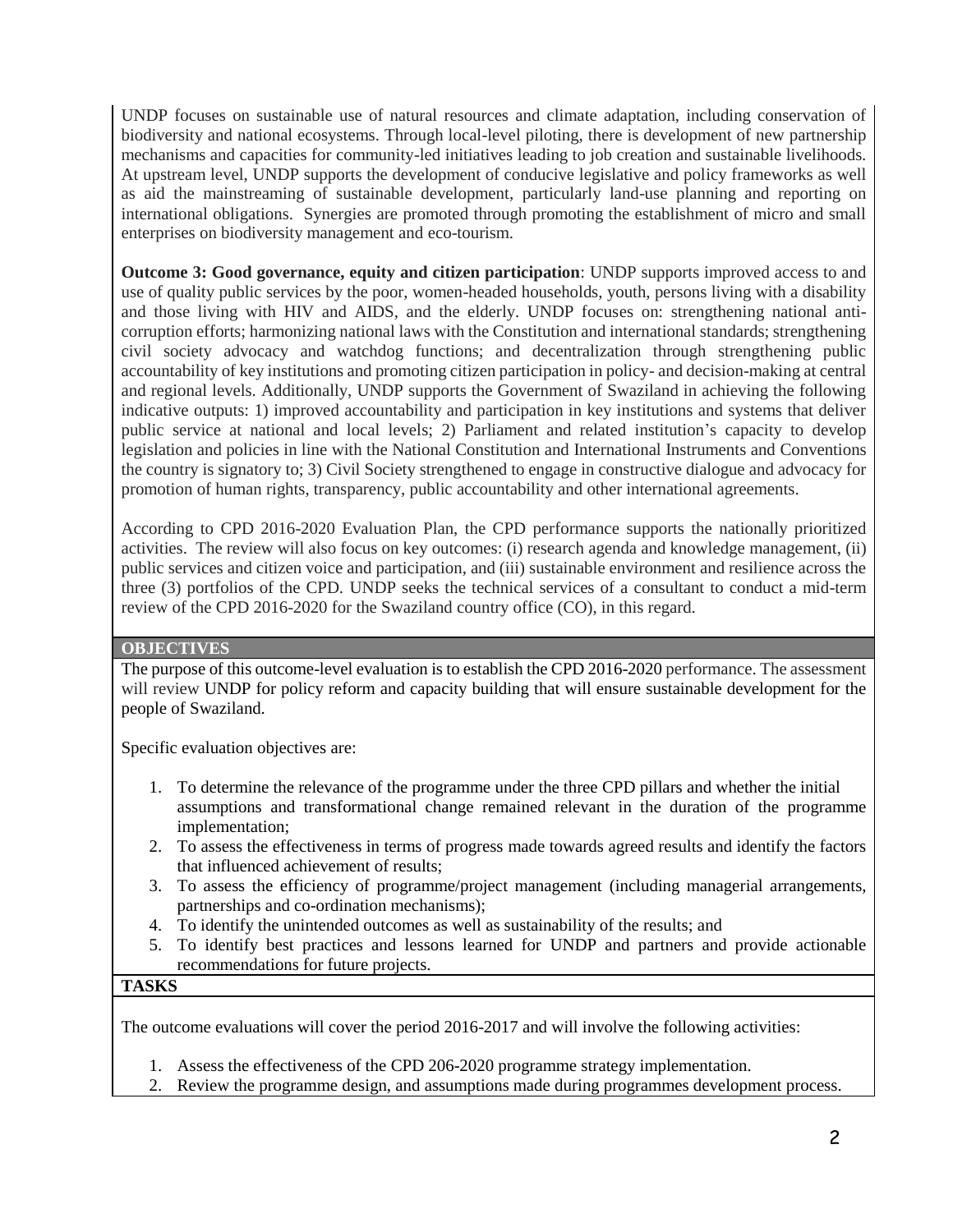UNDP focuses on sustainable use of natural resources and climate adaptation, including conservation of biodiversity and national ecosystems. Through local-level piloting, there is development of new partnership mechanisms and capacities for community-led initiatives leading to job creation and sustainable livelihoods. At upstream level, UNDP supports the development of conducive legislative and policy frameworks as well as aid the mainstreaming of sustainable development, particularly land-use planning and reporting on international obligations. Synergies are promoted through promoting the establishment of micro and small enterprises on biodiversity management and eco-tourism.

**Outcome 3: Good governance, equity and citizen participation**: UNDP supports improved access to and use of quality public services by the poor, women-headed households, youth, persons living with a disability and those living with HIV and AIDS, and the elderly. UNDP focuses on: strengthening national anti-corruption efforts; harmonizing national laws with the Constitution and international standards; strengthening civil society advocacy and watchdog functions; and decentralization through strengthening public accountability of key institutions and promoting citizen participation in policy- and decision-making at central and regional levels. Additionally, UNDP supports the Government of Swaziland in achieving the following indicative outputs: 1) improved accountability and participation in key institutions and systems that deliver public service at national and local levels; 2) Parliament and related institution's capacity to develop legislation and policies in line with the National Constitution and International Instruments and Conventions the country is signatory to; 3) Civil Society strengthened to engage in constructive dialogue and advocacy for promotion of human rights, transparency, public accountability and other international agreements.

According to CPD 2016-2020 Evaluation Plan, the CPD performance supports the nationally prioritized activities. The review will also focus on key outcomes: (i) research agenda and knowledge management, (ii) public services and citizen voice and participation, and (iii) sustainable environment and resilience across the three (3) portfolios of the CPD. UNDP seeks the technical services of a consultant to conduct a mid-term review of the CPD 2016-2020 for the Swaziland country office (CO), in this regard.

## OBJECTIVES

The purpose of this outcome-level evaluation is to establish the CPD 2016-2020 performance. The assessment will review UNDP for policy reform and capacity building that will ensure sustainable development for the people of Swaziland.

Specific evaluation objectives are:

1. To determine the relevance of the programme under the three CPD pillars and whether the initial assumptions and transformational change remained relevant in the duration of the programme implementation;
2. To assess the effectiveness in terms of progress made towards agreed results and identify the factors that influenced achievement of results;
3. To assess the efficiency of programme/project management (including managerial arrangements, partnerships and co-ordination mechanisms);
4. To identify the unintended outcomes as well as sustainability of the results; and
5. To identify best practices and lessons learned for UNDP and partners and provide actionable recommendations for future projects.

## TASKS

The outcome evaluations will cover the period 2016-2017 and will involve the following activities:

1. Assess the effectiveness of the CPD 206-2020 programme strategy implementation.
2. Review the programme design, and assumptions made during programmes development process.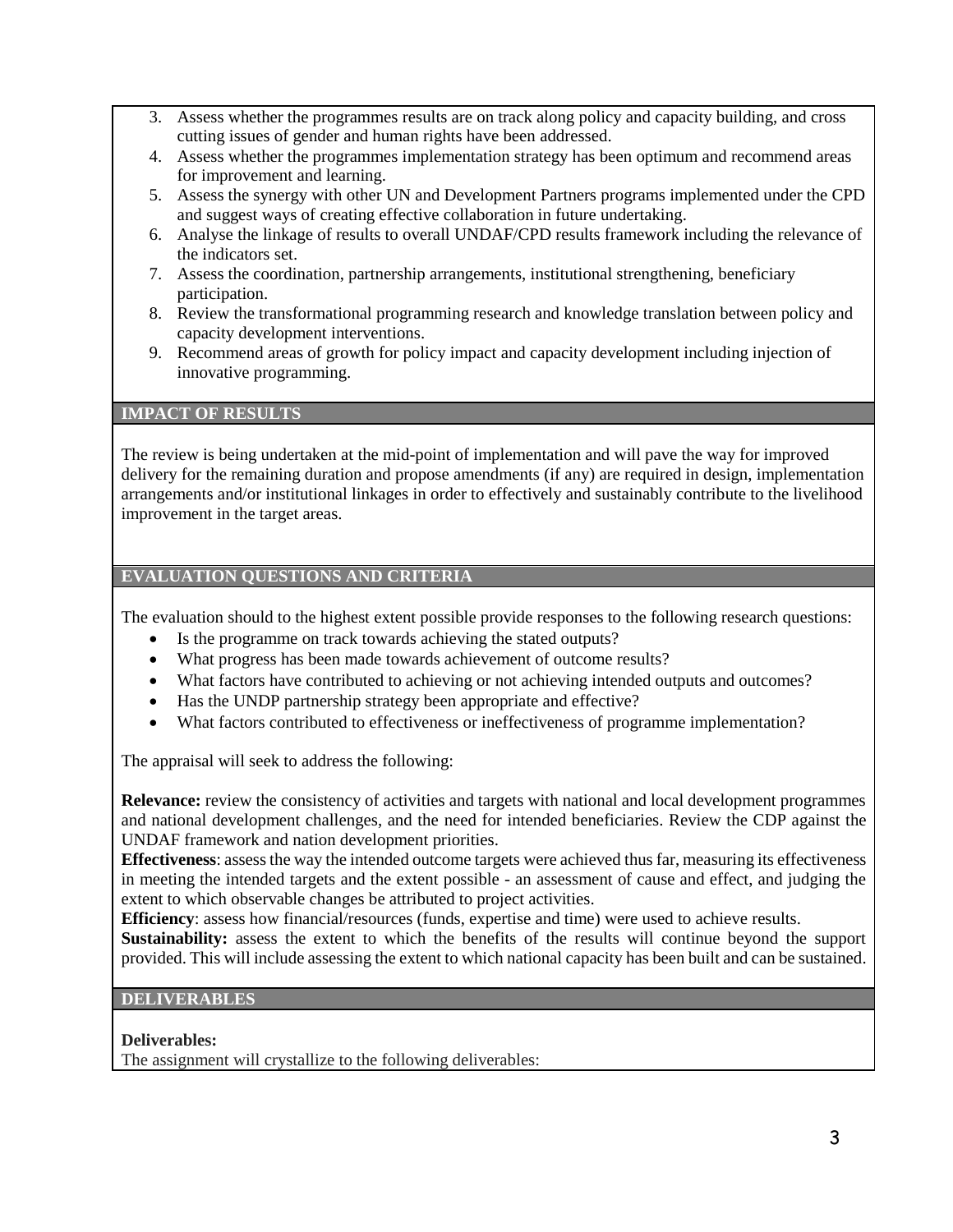3. Assess whether the programmes results are on track along policy and capacity building, and cross cutting issues of gender and human rights have been addressed.
4. Assess whether the programmes implementation strategy has been optimum and recommend areas for improvement and learning.
5. Assess the synergy with other UN and Development Partners programs implemented under the CPD and suggest ways of creating effective collaboration in future undertaking.
6. Analyse the linkage of results to overall UNDAF/CPD results framework including the relevance of the indicators set.
7. Assess the coordination, partnership arrangements, institutional strengthening, beneficiary participation.
8. Review the transformational programming research and knowledge translation between policy and capacity development interventions.
9. Recommend areas of growth for policy impact and capacity development including injection of innovative programming.

## IMPACT OF RESULTS

The review is being undertaken at the mid-point of implementation and will pave the way for improved delivery for the remaining duration and propose amendments (if any) are required in design, implementation arrangements and/or institutional linkages in order to effectively and sustainably contribute to the livelihood improvement in the target areas.

## EVALUATION QUESTIONS AND CRITERIA

The evaluation should to the highest extent possible provide responses to the following research questions:

- Is the programme on track towards achieving the stated outputs?
- What progress has been made towards achievement of outcome results?
- What factors have contributed to achieving or not achieving intended outputs and outcomes?
- Has the UNDP partnership strategy been appropriate and effective?
- What factors contributed to effectiveness or ineffectiveness of programme implementation?

The appraisal will seek to address the following:

**Relevance:** review the consistency of activities and targets with national and local development programmes and national development challenges, and the need for intended beneficiaries. Review the CDP against the UNDAF framework and nation development priorities.

**Effectiveness**: assess the way the intended outcome targets were achieved thus far, measuring its effectiveness in meeting the intended targets and the extent possible - an assessment of cause and effect, and judging the extent to which observable changes be attributed to project activities.

**Efficiency**: assess how financial/resources (funds, expertise and time) were used to achieve results.

**Sustainability:** assess the extent to which the benefits of the results will continue beyond the support provided. This will include assessing the extent to which national capacity has been built and can be sustained.

## DELIVERABLES

**Deliverables:**

The assignment will crystallize to the following deliverables: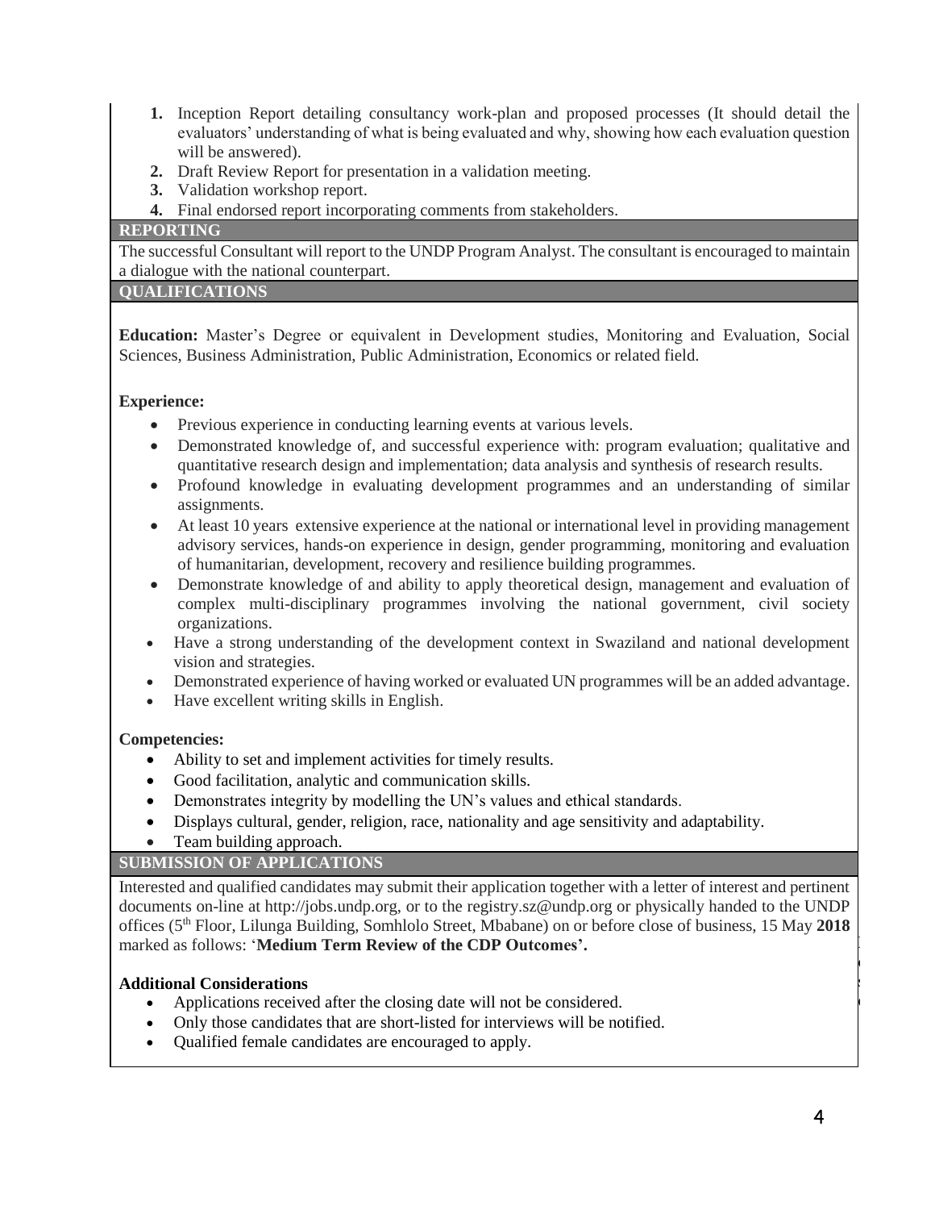1. **1.** Inception Report detailing consultancy work-plan and proposed processes (It should detail the evaluators' understanding of what is being evaluated and why, showing how each evaluation question will be answered).
2. **2.** Draft Review Report for presentation in a validation meeting.
3. **3.** Validation workshop report.
4. **4.** Final endorsed report incorporating comments from stakeholders.

## REPORTING

The successful Consultant will report to the UNDP Program Analyst. The consultant is encouraged to maintain a dialogue with the national counterpart.

## QUALIFICATIONS

**Education:** Master's Degree or equivalent in Development studies, Monitoring and Evaluation, Social Sciences, Business Administration, Public Administration, Economics or related field.

**Experience:**

- Previous experience in conducting learning events at various levels.
- Demonstrated knowledge of, and successful experience with: program evaluation; qualitative and quantitative research design and implementation; data analysis and synthesis of research results.
- Profound knowledge in evaluating development programmes and an understanding of similar assignments.
- At least 10 years extensive experience at the national or international level in providing management advisory services, hands-on experience in design, gender programming, monitoring and evaluation of humanitarian, development, recovery and resilience building programmes.
- Demonstrate knowledge of and ability to apply theoretical design, management and evaluation of complex multi-disciplinary programmes involving the national government, civil society organizations.
- Have a strong understanding of the development context in Swaziland and national development vision and strategies.
- Demonstrated experience of having worked or evaluated UN programmes will be an added advantage.
- Have excellent writing skills in English.

**Competencies:**

- Ability to set and implement activities for timely results.
- Good facilitation, analytic and communication skills.
- Demonstrates integrity by modelling the UN's values and ethical standards.
- Displays cultural, gender, religion, race, nationality and age sensitivity and adaptability.
- Team building approach.

## SUBMISSION OF APPLICATIONS

Interested and qualified candidates may submit their application together with a letter of interest and pertinent documents on-line at http://jobs.undp.org, or to the registry.sz@undp.org or physically handed to the UNDP offices (5th Floor, Lilunga Building, Somhlolo Street, Mbabane) on or before close of business, 15 May **2018** marked as follows: '**Medium Term Review of the CDP Outcomes'.**

**Additional Considerations**

- Applications received after the closing date will not be considered.
- Only those candidates that are short-listed for interviews will be notified.
- Qualified female candidates are encouraged to apply.